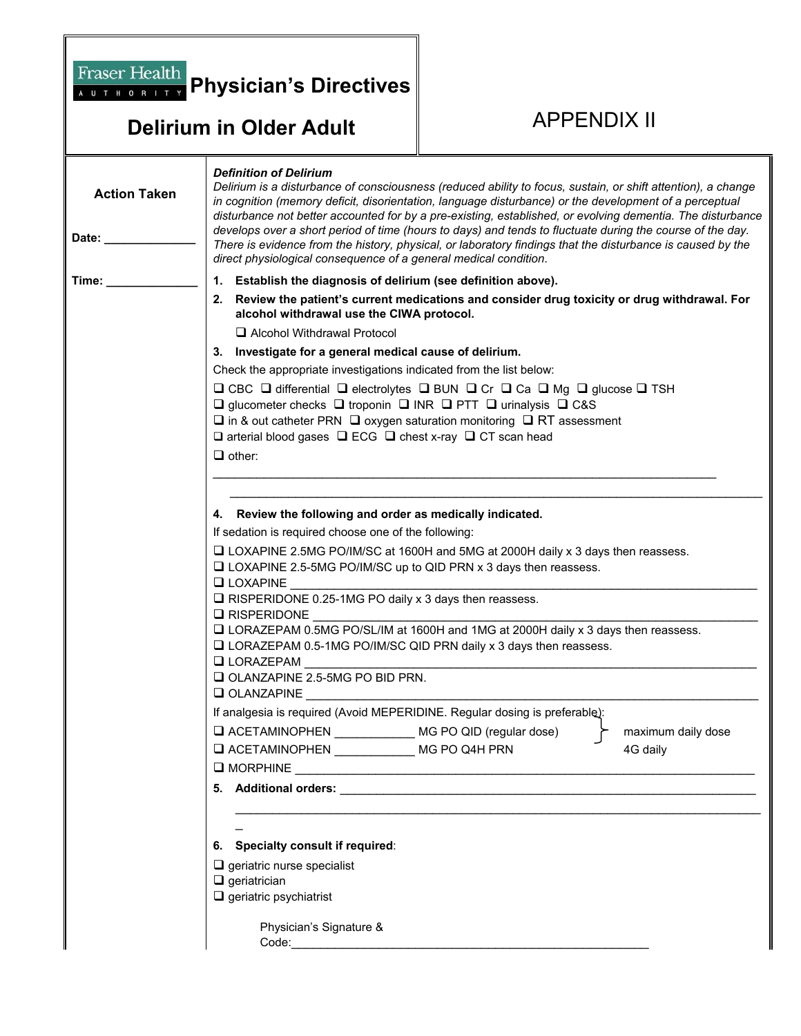# Fraser Health Authority — Physician's Directives

## Delirium in Older Adult

APPENDIX II

**Action Taken**

Date: ______________

Time: ______________

***Definition of Delirium***

*Delirium is a disturbance of consciousness (reduced ability to focus, sustain, or shift attention), a change in cognition (memory deficit, disorientation, language disturbance) or the development of a perceptual disturbance not better accounted for by a pre-existing, established, or evolving dementia. The disturbance develops over a short period of time (hours to days) and tends to fluctuate during the course of the day. There is evidence from the history, physical, or laboratory findings that the disturbance is caused by the direct physiological consequence of a general medical condition.*

1. **Establish the diagnosis of delirium (see definition above).**
2. **Review the patient's current medications and consider drug toxicity or drug withdrawal. For alcohol withdrawal use the CIWA protocol.**

   ❑ Alcohol Withdrawal Protocol
3. **Investigate for a general medical cause of delirium.**

Check the appropriate investigations indicated from the list below:

❑ CBC ❑ differential ❑ electrolytes ❑ BUN ❑ Cr ❑ Ca ❑ Mg ❑ glucose ❑ TSH
❑ glucometer checks ❑ troponin ❑ INR ❑ PTT ❑ urinalysis ❑ C&S
❑ in & out catheter PRN ❑ oxygen saturation monitoring ❑ RT assessment
❑ arterial blood gases ❑ ECG ❑ chest x-ray ❑ CT scan head

❑ other:

________________________________________________________________________________

________________________________________________________________________________

4. **Review the following and order as medically indicated.**

If sedation is required choose one of the following:

❑ LOXAPINE 2.5MG PO/IM/SC at 1600H and 5MG at 2000H daily x 3 days then reassess.
❑ LOXAPINE 2.5-5MG PO/IM/SC up to QID PRN x 3 days then reassess.
❑ LOXAPINE ____________________________________________________________
❑ RISPERIDONE 0.25-1MG PO daily x 3 days then reassess.
❑ RISPERIDONE __________________________________________________________
❑ LORAZEPAM 0.5MG PO/SL/IM at 1600H and 1MG at 2000H daily x 3 days then reassess.
❑ LORAZEPAM 0.5-1MG PO/IM/SC QID PRN daily x 3 days then reassess.
❑ LORAZEPAM ___________________________________________________________
❑ OLANZAPINE 2.5-5MG PO BID PRN.
❑ OLANZAPINE __________________________________________________________

If analgesia is required (Avoid MEPERIDINE. Regular dosing is preferable):

❑ ACETAMINOPHEN ____________ MG PO QID (regular dose)
❑ ACETAMINOPHEN ____________ MG PO Q4H PRN
} maximum daily dose 4G daily

❑ MORPHINE ____________________________________________________________

5. **Additional orders:** ____________________________________________________

________________________________________________________________________________

6. **Specialty consult if required**:

❑ geriatric nurse specialist
❑ geriatrician
❑ geriatric psychiatrist

Physician's Signature & Code:_______________________________________________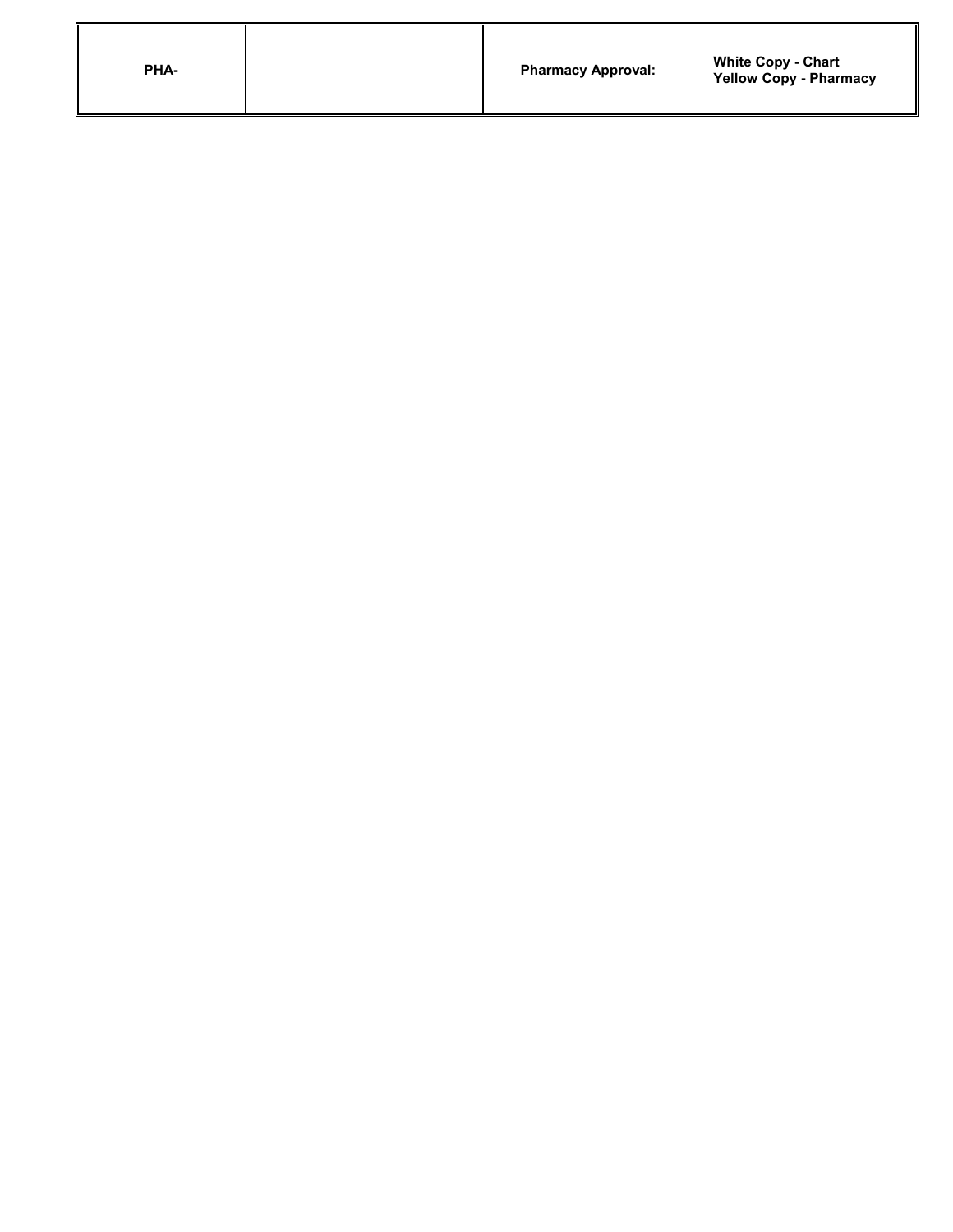| | | | |
|---|---|---|---|
| **PHA-** | | **Pharmacy Approval:** | **White Copy - Chart**<br>**Yellow Copy - Pharmacy** |